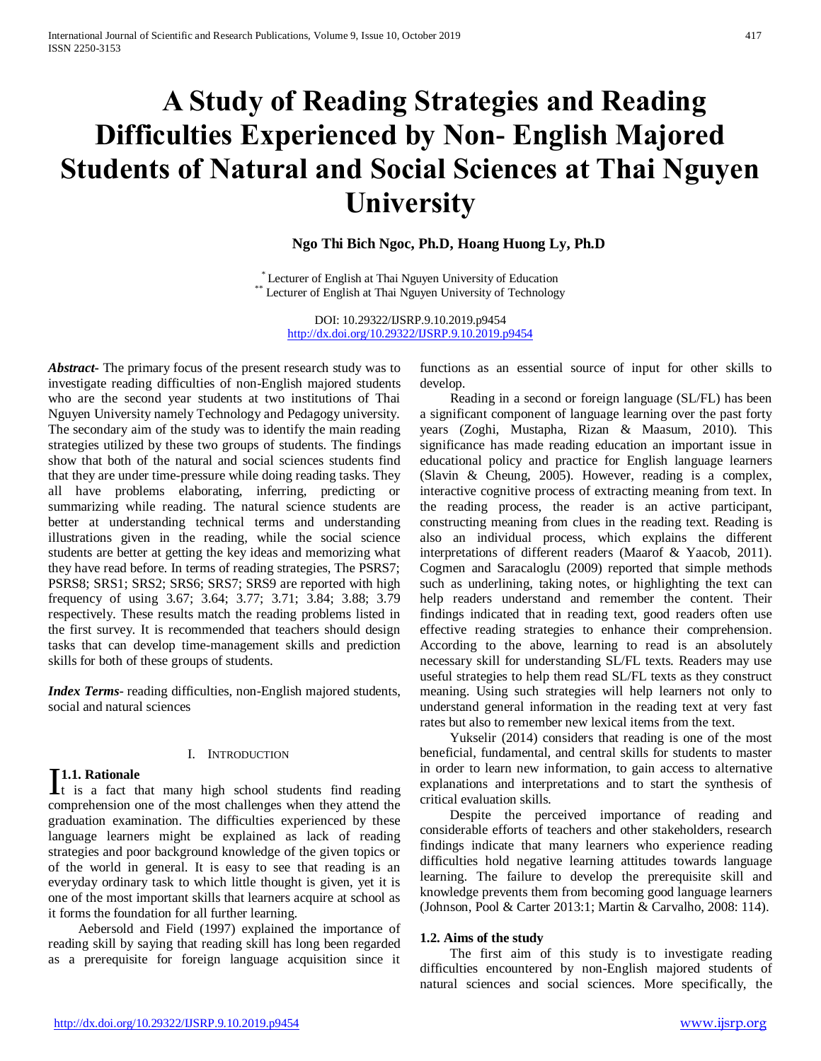# A Study of Reading Strategies and Reading Difficulties Experienced by Non- English Majored Students of Natural and Social Sciences at Thai Nguyen University

**Ngo Thi Bich Ngoc, Ph.D, Hoang Huong Ly, Ph.D**

[*] Lecturer of English at Thai Nguyen University of Education
[**] Lecturer of English at Thai Nguyen University of Technology

DOI: 10.29322/IJSRP.9.10.2019.p9454
http://dx.doi.org/10.29322/IJSRP.9.10.2019.p9454

***Abstract*-** The primary focus of the present research study was to investigate reading difficulties of non-English majored students who are the second year students at two institutions of Thai Nguyen University namely Technology and Pedagogy university. The secondary aim of the study was to identify the main reading strategies utilized by these two groups of students. The findings show that both of the natural and social sciences students find that they are under time-pressure while doing reading tasks. They all have problems elaborating, inferring, predicting or summarizing while reading. The natural science students are better at understanding technical terms and understanding illustrations given in the reading, while the social science students are better at getting the key ideas and memorizing what they have read before. In terms of reading strategies, The PSRS7; PSRS8; SRS1; SRS2; SRS6; SRS7; SRS9 are reported with high frequency of using 3.67; 3.64; 3.77; 3.71; 3.84; 3.88; 3.79 respectively. These results match the reading problems listed in the first survey. It is recommended that teachers should design tasks that can develop time-management skills and prediction skills for both of these groups of students.

***Index Terms*-** reading difficulties, non-English majored students, social and natural sciences

## I. Introduction

### 1.1. Rationale

It is a fact that many high school students find reading comprehension one of the most challenges when they attend the graduation examination. The difficulties experienced by these language learners might be explained as lack of reading strategies and poor background knowledge of the given topics or of the world in general. It is easy to see that reading is an everyday ordinary task to which little thought is given, yet it is one of the most important skills that learners acquire at school as it forms the foundation for all further learning.

Aebersold and Field (1997) explained the importance of reading skill by saying that reading skill has long been regarded as a prerequisite for foreign language acquisition since it functions as an essential source of input for other skills to develop.

Reading in a second or foreign language (SL/FL) has been a significant component of language learning over the past forty years (Zoghi, Mustapha, Rizan & Maasum, 2010). This significance has made reading education an important issue in educational policy and practice for English language learners (Slavin & Cheung, 2005). However, reading is a complex, interactive cognitive process of extracting meaning from text. In the reading process, the reader is an active participant, constructing meaning from clues in the reading text. Reading is also an individual process, which explains the different interpretations of different readers (Maarof & Yaacob, 2011). Cogmen and Saracaloglu (2009) reported that simple methods such as underlining, taking notes, or highlighting the text can help readers understand and remember the content. Their findings indicated that in reading text, good readers often use effective reading strategies to enhance their comprehension. According to the above, learning to read is an absolutely necessary skill for understanding SL/FL texts. Readers may use useful strategies to help them read SL/FL texts as they construct meaning. Using such strategies will help learners not only to understand general information in the reading text at very fast rates but also to remember new lexical items from the text.

Yukselir (2014) considers that reading is one of the most beneficial, fundamental, and central skills for students to master in order to learn new information, to gain access to alternative explanations and interpretations and to start the synthesis of critical evaluation skills.

Despite the perceived importance of reading and considerable efforts of teachers and other stakeholders, research findings indicate that many learners who experience reading difficulties hold negative learning attitudes towards language learning. The failure to develop the prerequisite skill and knowledge prevents them from becoming good language learners (Johnson, Pool & Carter 2013:1; Martin & Carvalho, 2008: 114).

### 1.2. Aims of the study

The first aim of this study is to investigate reading difficulties encountered by non-English majored students of natural sciences and social sciences. More specifically, the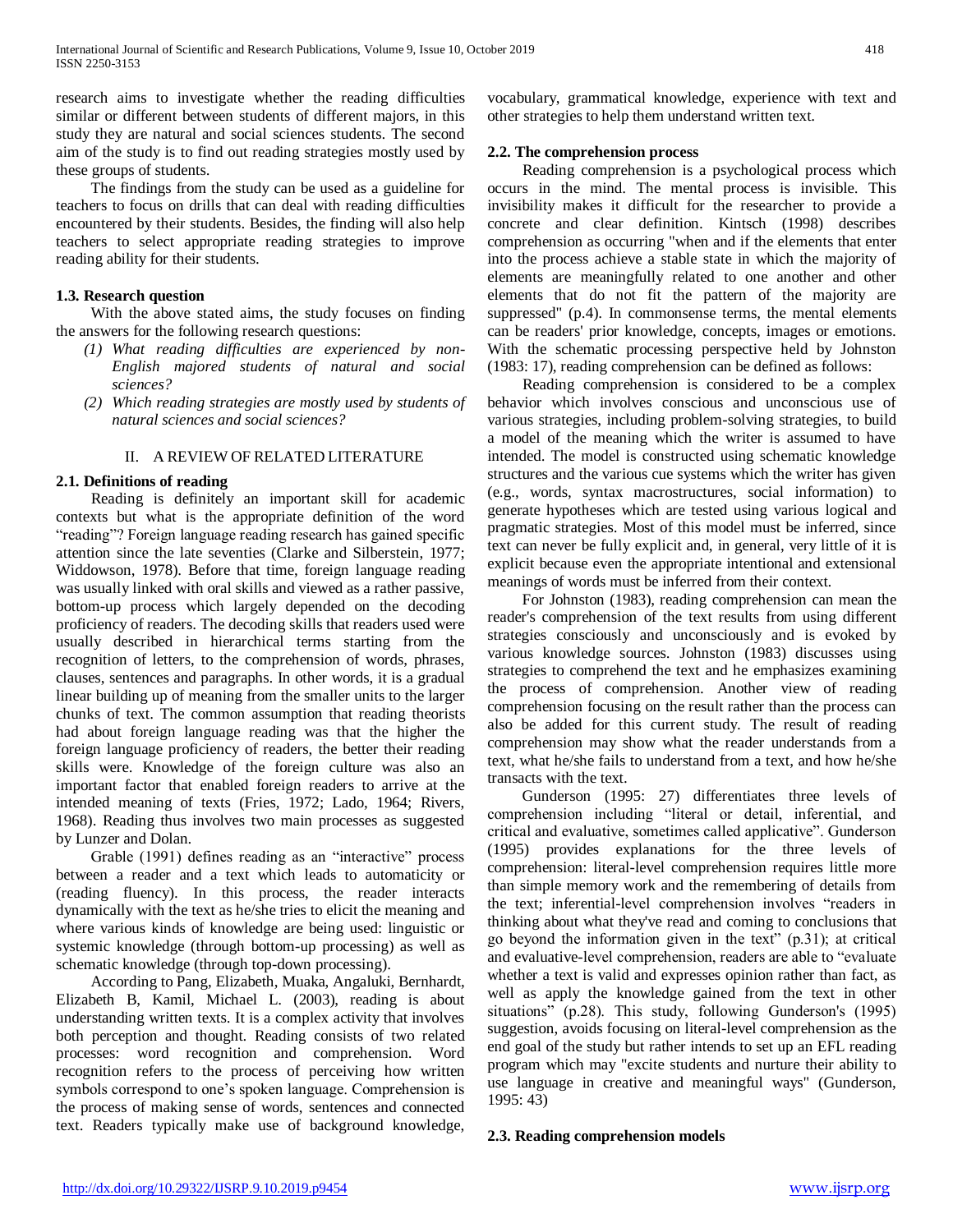research aims to investigate whether the reading difficulties similar or different between students of different majors, in this study they are natural and social sciences students. The second aim of the study is to find out reading strategies mostly used by these groups of students.

The findings from the study can be used as a guideline for teachers to focus on drills that can deal with reading difficulties encountered by their students. Besides, the finding will also help teachers to select appropriate reading strategies to improve reading ability for their students.

### 1.3. Research question

With the above stated aims, the study focuses on finding the answers for the following research questions:

(1) *What reading difficulties are experienced by non-English majored students of natural and social sciences?*

(2) *Which reading strategies are mostly used by students of natural sciences and social sciences?*

## II. A REVIEW OF RELATED LITERATURE

### 2.1. Definitions of reading

Reading is definitely an important skill for academic contexts but what is the appropriate definition of the word "reading"? Foreign language reading research has gained specific attention since the late seventies (Clarke and Silberstein, 1977; Widdowson, 1978). Before that time, foreign language reading was usually linked with oral skills and viewed as a rather passive, bottom-up process which largely depended on the decoding proficiency of readers. The decoding skills that readers used were usually described in hierarchical terms starting from the recognition of letters, to the comprehension of words, phrases, clauses, sentences and paragraphs. In other words, it is a gradual linear building up of meaning from the smaller units to the larger chunks of text. The common assumption that reading theorists had about foreign language reading was that the higher the foreign language proficiency of readers, the better their reading skills were. Knowledge of the foreign culture was also an important factor that enabled foreign readers to arrive at the intended meaning of texts (Fries, 1972; Lado, 1964; Rivers, 1968). Reading thus involves two main processes as suggested by Lunzer and Dolan.

Grable (1991) defines reading as an "interactive" process between a reader and a text which leads to automaticity or (reading fluency). In this process, the reader interacts dynamically with the text as he/she tries to elicit the meaning and where various kinds of knowledge are being used: linguistic or systemic knowledge (through bottom-up processing) as well as schematic knowledge (through top-down processing).

According to Pang, Elizabeth, Muaka, Angaluki, Bernhardt, Elizabeth B, Kamil, Michael L. (2003), reading is about understanding written texts. It is a complex activity that involves both perception and thought. Reading consists of two related processes: word recognition and comprehension. Word recognition refers to the process of perceiving how written symbols correspond to one's spoken language. Comprehension is the process of making sense of words, sentences and connected text. Readers typically make use of background knowledge, vocabulary, grammatical knowledge, experience with text and other strategies to help them understand written text.

### 2.2. The comprehension process

Reading comprehension is a psychological process which occurs in the mind. The mental process is invisible. This invisibility makes it difficult for the researcher to provide a concrete and clear definition. Kintsch (1998) describes comprehension as occurring "when and if the elements that enter into the process achieve a stable state in which the majority of elements are meaningfully related to one another and other elements that do not fit the pattern of the majority are suppressed" (p.4). In commonsense terms, the mental elements can be readers' prior knowledge, concepts, images or emotions. With the schematic processing perspective held by Johnston (1983: 17), reading comprehension can be defined as follows:

Reading comprehension is considered to be a complex behavior which involves conscious and unconscious use of various strategies, including problem-solving strategies, to build a model of the meaning which the writer is assumed to have intended. The model is constructed using schematic knowledge structures and the various cue systems which the writer has given (e.g., words, syntax macrostructures, social information) to generate hypotheses which are tested using various logical and pragmatic strategies. Most of this model must be inferred, since text can never be fully explicit and, in general, very little of it is explicit because even the appropriate intentional and extensional meanings of words must be inferred from their context.

For Johnston (1983), reading comprehension can mean the reader's comprehension of the text results from using different strategies consciously and unconsciously and is evoked by various knowledge sources. Johnston (1983) discusses using strategies to comprehend the text and he emphasizes examining the process of comprehension. Another view of reading comprehension focusing on the result rather than the process can also be added for this current study. The result of reading comprehension may show what the reader understands from a text, what he/she fails to understand from a text, and how he/she transacts with the text.

Gunderson (1995: 27) differentiates three levels of comprehension including "literal or detail, inferential, and critical and evaluative, sometimes called applicative". Gunderson (1995) provides explanations for the three levels of comprehension: literal-level comprehension requires little more than simple memory work and the remembering of details from the text; inferential-level comprehension involves "readers in thinking about what they've read and coming to conclusions that go beyond the information given in the text" (p.31); at critical and evaluative-level comprehension, readers are able to "evaluate whether a text is valid and expresses opinion rather than fact, as well as apply the knowledge gained from the text in other situations" (p.28). This study, following Gunderson's (1995) suggestion, avoids focusing on literal-level comprehension as the end goal of the study but rather intends to set up an EFL reading program which may "excite students and nurture their ability to use language in creative and meaningful ways" (Gunderson, 1995: 43)

### 2.3. Reading comprehension models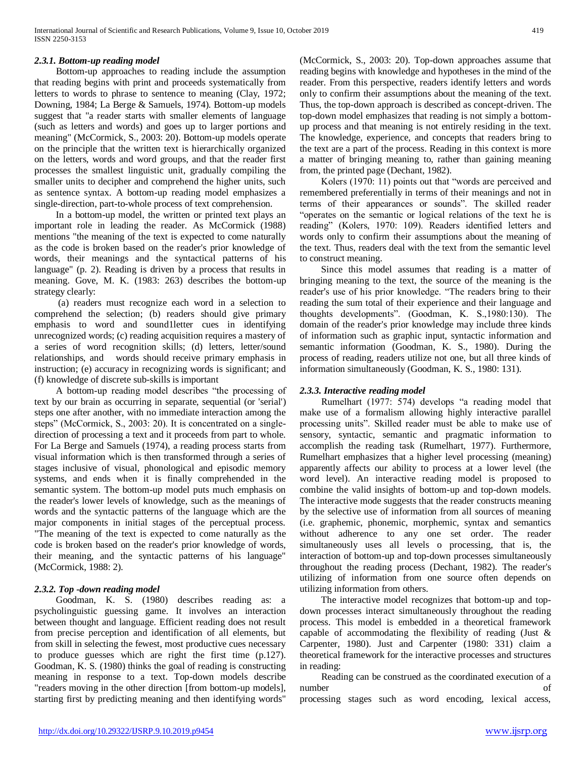### 2.3.1. Bottom-up reading model

Bottom-up approaches to reading include the assumption that reading begins with print and proceeds systematically from letters to words to phrase to sentence to meaning (Clay, 1972; Downing, 1984; La Berge & Samuels, 1974). Bottom-up models suggest that "a reader starts with smaller elements of language (such as letters and words) and goes up to larger portions and meaning" (McCormick, S., 2003: 20). Bottom-up models operate on the principle that the written text is hierarchically organized on the letters, words and word groups, and that the reader first processes the smallest linguistic unit, gradually compiling the smaller units to decipher and comprehend the higher units, such as sentence syntax. A bottom-up reading model emphasizes a single-direction, part-to-whole process of text comprehension.

In a bottom-up model, the written or printed text plays an important role in leading the reader. As McCormick (1988) mentions "the meaning of the text is expected to come naturally as the code is broken based on the reader's prior knowledge of words, their meanings and the syntactical patterns of his language" (p. 2). Reading is driven by a process that results in meaning. Gove, M. K. (1983: 263) describes the bottom-up strategy clearly:

(a) readers must recognize each word in a selection to comprehend the selection; (b) readers should give primary emphasis to word and sound1letter cues in identifying unrecognized words; (c) reading acquisition requires a mastery of a series of word recognition skills; (d) letters, letter/sound relationships, and words should receive primary emphasis in instruction; (e) accuracy in recognizing words is significant; and (f) knowledge of discrete sub-skills is important

A bottom-up reading model describes "the processing of text by our brain as occurring in separate, sequential (or 'serial') steps one after another, with no immediate interaction among the steps" (McCormick, S., 2003: 20). It is concentrated on a single-direction of processing a text and it proceeds from part to whole. For La Berge and Samuels (1974), a reading process starts from visual information which is then transformed through a series of stages inclusive of visual, phonological and episodic memory systems, and ends when it is finally comprehended in the semantic system. The bottom-up model puts much emphasis on the reader's lower levels of knowledge, such as the meanings of words and the syntactic patterns of the language which are the major components in initial stages of the perceptual process. "The meaning of the text is expected to come naturally as the code is broken based on the reader's prior knowledge of words, their meaning, and the syntactic patterns of his language" (McCormick, 1988: 2).

### 2.3.2. Top -down reading model

Goodman, K. S. (1980) describes reading as: a psycholinguistic guessing game. It involves an interaction between thought and language. Efficient reading does not result from precise perception and identification of all elements, but from skill in selecting the fewest, most productive cues necessary to produce guesses which are right the first time (p.127). Goodman, K. S. (1980) thinks the goal of reading is constructing meaning in response to a text. Top-down models describe "readers moving in the other direction [from bottom-up models], starting first by predicting meaning and then identifying words" (McCormick, S., 2003: 20). Top-down approaches assume that reading begins with knowledge and hypotheses in the mind of the reader. From this perspective, readers identify letters and words only to confirm their assumptions about the meaning of the text. Thus, the top-down approach is described as concept-driven. The top-down model emphasizes that reading is not simply a bottom-up process and that meaning is not entirely residing in the text. The knowledge, experience, and concepts that readers bring to the text are a part of the process. Reading in this context is more a matter of bringing meaning to, rather than gaining meaning from, the printed page (Dechant, 1982).

Kolers (1970: 11) points out that "words are perceived and remembered preferentially in terms of their meanings and not in terms of their appearances or sounds". The skilled reader "operates on the semantic or logical relations of the text he is reading" (Kolers, 1970: 109). Readers identified letters and words only to confirm their assumptions about the meaning of the text. Thus, readers deal with the text from the semantic level to construct meaning.

Since this model assumes that reading is a matter of bringing meaning to the text, the source of the meaning is the reader's use of his prior knowledge. "The readers bring to their reading the sum total of their experience and their language and thoughts developments". (Goodman, K. S.,1980:130). The domain of the reader's prior knowledge may include three kinds of information such as graphic input, syntactic information and semantic information (Goodman, K. S., 1980). During the process of reading, readers utilize not one, but all three kinds of information simultaneously (Goodman, K. S., 1980: 131).

### 2.3.3. Interactive reading model

Rumelhart (1977: 574) develops "a reading model that make use of a formalism allowing highly interactive parallel processing units". Skilled reader must be able to make use of sensory, syntactic, semantic and pragmatic information to accomplish the reading task (Rumelhart, 1977). Furthermore, Rumelhart emphasizes that a higher level processing (meaning) apparently affects our ability to process at a lower level (the word level). An interactive reading model is proposed to combine the valid insights of bottom-up and top-down models. The interactive mode suggests that the reader constructs meaning by the selective use of information from all sources of meaning (i.e. graphemic, phonemic, morphemic, syntax and semantics without adherence to any one set order. The reader simultaneously uses all levels o processing, that is, the interaction of bottom-up and top-down processes simultaneously throughout the reading process (Dechant, 1982). The reader's utilizing of information from one source often depends on utilizing information from others.

The interactive model recognizes that bottom-up and top-down processes interact simultaneously throughout the reading process. This model is embedded in a theoretical framework capable of accommodating the flexibility of reading (Just & Carpenter, 1980). Just and Carpenter (1980: 331) claim a theoretical framework for the interactive processes and structures in reading:

Reading can be construed as the coordinated execution of a number of processing stages such as word encoding, lexical access,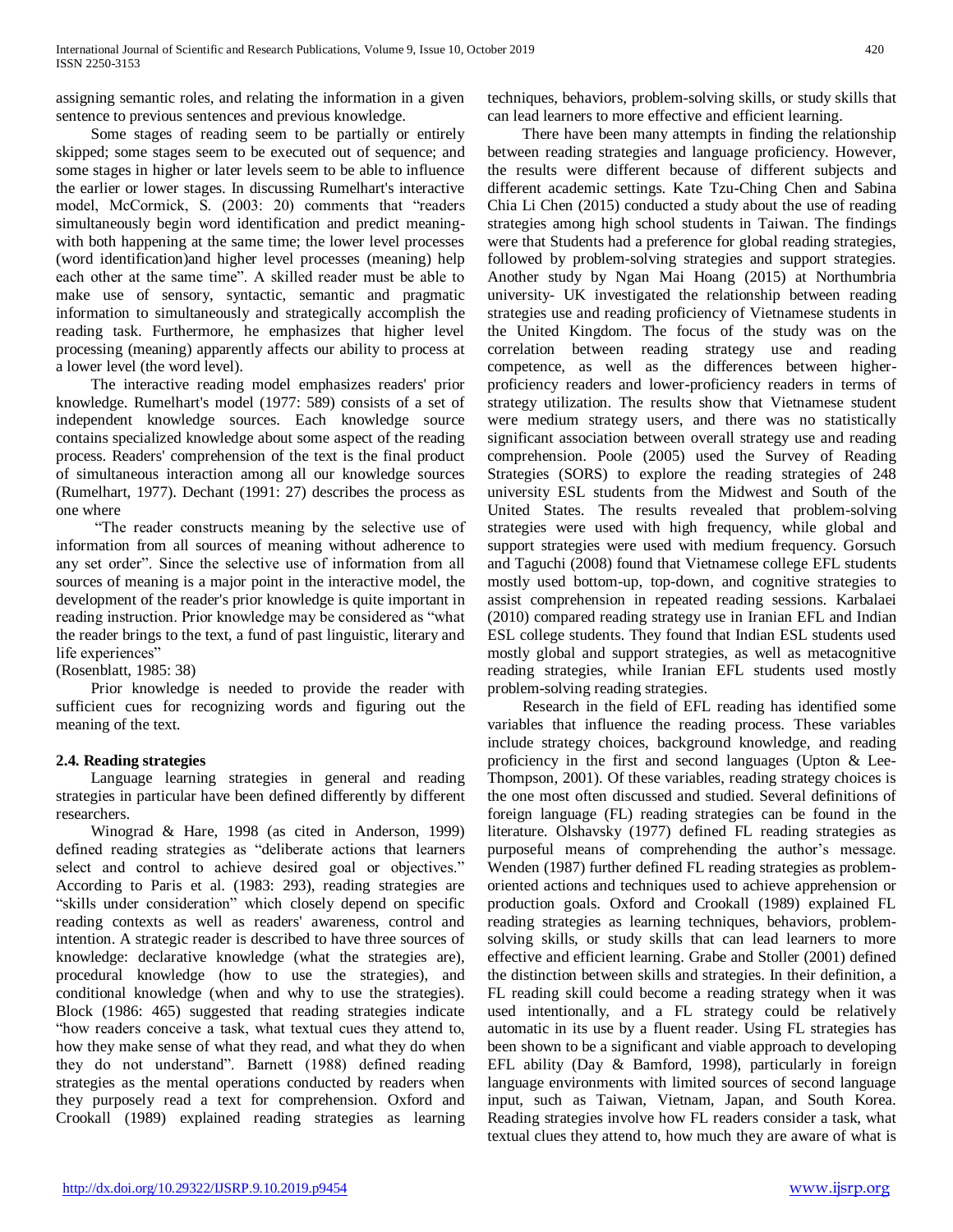assigning semantic roles, and relating the information in a given sentence to previous sentences and previous knowledge.

Some stages of reading seem to be partially or entirely skipped; some stages seem to be executed out of sequence; and some stages in higher or later levels seem to be able to influence the earlier or lower stages. In discussing Rumelhart's interactive model, McCormick, S. (2003: 20) comments that "readers simultaneously begin word identification and predict meaning-with both happening at the same time; the lower level processes (word identification)and higher level processes (meaning) help each other at the same time". A skilled reader must be able to make use of sensory, syntactic, semantic and pragmatic information to simultaneously and strategically accomplish the reading task. Furthermore, he emphasizes that higher level processing (meaning) apparently affects our ability to process at a lower level (the word level).

The interactive reading model emphasizes readers' prior knowledge. Rumelhart's model (1977: 589) consists of a set of independent knowledge sources. Each knowledge source contains specialized knowledge about some aspect of the reading process. Readers' comprehension of the text is the final product of simultaneous interaction among all our knowledge sources (Rumelhart, 1977). Dechant (1991: 27) describes the process as one where

"The reader constructs meaning by the selective use of information from all sources of meaning without adherence to any set order". Since the selective use of information from all sources of meaning is a major point in the interactive model, the development of the reader's prior knowledge is quite important in reading instruction. Prior knowledge may be considered as "what the reader brings to the text, a fund of past linguistic, literary and life experiences"

(Rosenblatt, 1985: 38)

Prior knowledge is needed to provide the reader with sufficient cues for recognizing words and figuring out the meaning of the text.

### 2.4. Reading strategies

Language learning strategies in general and reading strategies in particular have been defined differently by different researchers.

Winograd & Hare, 1998 (as cited in Anderson, 1999) defined reading strategies as "deliberate actions that learners select and control to achieve desired goal or objectives." According to Paris et al. (1983: 293), reading strategies are "skills under consideration" which closely depend on specific reading contexts as well as readers' awareness, control and intention. A strategic reader is described to have three sources of knowledge: declarative knowledge (what the strategies are), procedural knowledge (how to use the strategies), and conditional knowledge (when and why to use the strategies). Block (1986: 465) suggested that reading strategies indicate "how readers conceive a task, what textual cues they attend to, how they make sense of what they read, and what they do when they do not understand". Barnett (1988) defined reading strategies as the mental operations conducted by readers when they purposely read a text for comprehension. Oxford and Crookall (1989) explained reading strategies as learning techniques, behaviors, problem-solving skills, or study skills that can lead learners to more effective and efficient learning.

There have been many attempts in finding the relationship between reading strategies and language proficiency. However, the results were different because of different subjects and different academic settings. Kate Tzu-Ching Chen and Sabina Chia Li Chen (2015) conducted a study about the use of reading strategies among high school students in Taiwan. The findings were that Students had a preference for global reading strategies, followed by problem-solving strategies and support strategies. Another study by Ngan Mai Hoang (2015) at Northumbria university- UK investigated the relationship between reading strategies use and reading proficiency of Vietnamese students in the United Kingdom. The focus of the study was on the correlation between reading strategy use and reading competence, as well as the differences between higher-proficiency readers and lower-proficiency readers in terms of strategy utilization. The results show that Vietnamese student were medium strategy users, and there was no statistically significant association between overall strategy use and reading comprehension. Poole (2005) used the Survey of Reading Strategies (SORS) to explore the reading strategies of 248 university ESL students from the Midwest and South of the United States. The results revealed that problem-solving strategies were used with high frequency, while global and support strategies were used with medium frequency. Gorsuch and Taguchi (2008) found that Vietnamese college EFL students mostly used bottom-up, top-down, and cognitive strategies to assist comprehension in repeated reading sessions. Karbalaei (2010) compared reading strategy use in Iranian EFL and Indian ESL college students. They found that Indian ESL students used mostly global and support strategies, as well as metacognitive reading strategies, while Iranian EFL students used mostly problem-solving reading strategies.

Research in the field of EFL reading has identified some variables that influence the reading process. These variables include strategy choices, background knowledge, and reading proficiency in the first and second languages (Upton & Lee-Thompson, 2001). Of these variables, reading strategy choices is the one most often discussed and studied. Several definitions of foreign language (FL) reading strategies can be found in the literature. Olshavsky (1977) defined FL reading strategies as purposeful means of comprehending the author's message. Wenden (1987) further defined FL reading strategies as problem-oriented actions and techniques used to achieve apprehension or production goals. Oxford and Crookall (1989) explained FL reading strategies as learning techniques, behaviors, problem-solving skills, or study skills that can lead learners to more effective and efficient learning. Grabe and Stoller (2001) defined the distinction between skills and strategies. In their definition, a FL reading skill could become a reading strategy when it was used intentionally, and a FL strategy could be relatively automatic in its use by a fluent reader. Using FL strategies has been shown to be a significant and viable approach to developing EFL ability (Day & Bamford, 1998), particularly in foreign language environments with limited sources of second language input, such as Taiwan, Vietnam, Japan, and South Korea. Reading strategies involve how FL readers consider a task, what textual clues they attend to, how much they are aware of what is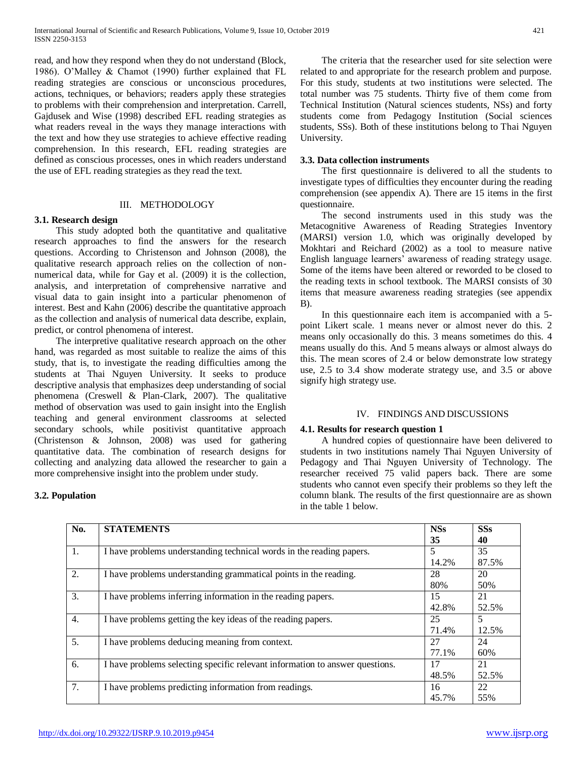read, and how they respond when they do not understand (Block, 1986). O'Malley & Chamot (1990) further explained that FL reading strategies are conscious or unconscious procedures, actions, techniques, or behaviors; readers apply these strategies to problems with their comprehension and interpretation. Carrell, Gajdusek and Wise (1998) described EFL reading strategies as what readers reveal in the ways they manage interactions with the text and how they use strategies to achieve effective reading comprehension. In this research, EFL reading strategies are defined as conscious processes, ones in which readers understand the use of EFL reading strategies as they read the text.

## III. METHODOLOGY

### 3.1. Research design

This study adopted both the quantitative and qualitative research approaches to find the answers for the research questions. According to Christenson and Johnson (2008), the qualitative research approach relies on the collection of non-numerical data, while for Gay et al. (2009) it is the collection, analysis, and interpretation of comprehensive narrative and visual data to gain insight into a particular phenomenon of interest. Best and Kahn (2006) describe the quantitative approach as the collection and analysis of numerical data describe, explain, predict, or control phenomena of interest.

The interpretive qualitative research approach on the other hand, was regarded as most suitable to realize the aims of this study, that is, to investigate the reading difficulties among the students at Thai Nguyen University. It seeks to produce descriptive analysis that emphasizes deep understanding of social phenomena (Creswell & Plan-Clark, 2007). The qualitative method of observation was used to gain insight into the English teaching and general environment classrooms at selected secondary schools, while positivist quantitative approach (Christenson & Johnson, 2008) was used for gathering quantitative data. The combination of research designs for collecting and analyzing data allowed the researcher to gain a more comprehensive insight into the problem under study.

### 3.2. Population

The criteria that the researcher used for site selection were related to and appropriate for the research problem and purpose. For this study, students at two institutions were selected. The total number was 75 students. Thirty five of them come from Technical Institution (Natural sciences students, NSs) and forty students come from Pedagogy Institution (Social sciences students, SSs). Both of these institutions belong to Thai Nguyen University.

### 3.3. Data collection instruments

The first questionnaire is delivered to all the students to investigate types of difficulties they encounter during the reading comprehension (see appendix A). There are 15 items in the first questionnaire.

The second instruments used in this study was the Metacognitive Awareness of Reading Strategies Inventory (MARSI) version 1.0, which was originally developed by Mokhtari and Reichard (2002) as a tool to measure native English language learners' awareness of reading strategy usage. Some of the items have been altered or reworded to be closed to the reading texts in school textbook. The MARSI consists of 30 items that measure awareness reading strategies (see appendix B).

In this questionnaire each item is accompanied with a 5-point Likert scale. 1 means never or almost never do this. 2 means only occasionally do this. 3 means sometimes do this. 4 means usually do this. And 5 means always or almost always do this. The mean scores of 2.4 or below demonstrate low strategy use, 2.5 to 3.4 show moderate strategy use, and 3.5 or above signify high strategy use.

## IV. FINDINGS AND DISCUSSIONS

### 4.1. Results for research question 1

A hundred copies of questionnaire have been delivered to students in two institutions namely Thai Nguyen University of Pedagogy and Thai Nguyen University of Technology. The researcher received 75 valid papers back. There are some students who cannot even specify their problems so they left the column blank. The results of the first questionnaire are as shown in the table 1 below.

| No. | STATEMENTS | NSs 35 | SSs 40 |
|---|---|---|---|
| 1. | I have problems understanding technical words in the reading papers. | 5<br>14.2% | 35<br>87.5% |
| 2. | I have problems understanding grammatical points in the reading. | 28<br>80% | 20<br>50% |
| 3. | I have problems inferring information in the reading papers. | 15<br>42.8% | 21<br>52.5% |
| 4. | I have problems getting the key ideas of the reading papers. | 25<br>71.4% | 5<br>12.5% |
| 5. | I have problems deducing meaning from context. | 27<br>77.1% | 24<br>60% |
| 6. | I have problems selecting specific relevant information to answer questions. | 17<br>48.5% | 21<br>52.5% |
| 7. | I have problems predicting information from readings. | 16<br>45.7% | 22<br>55% |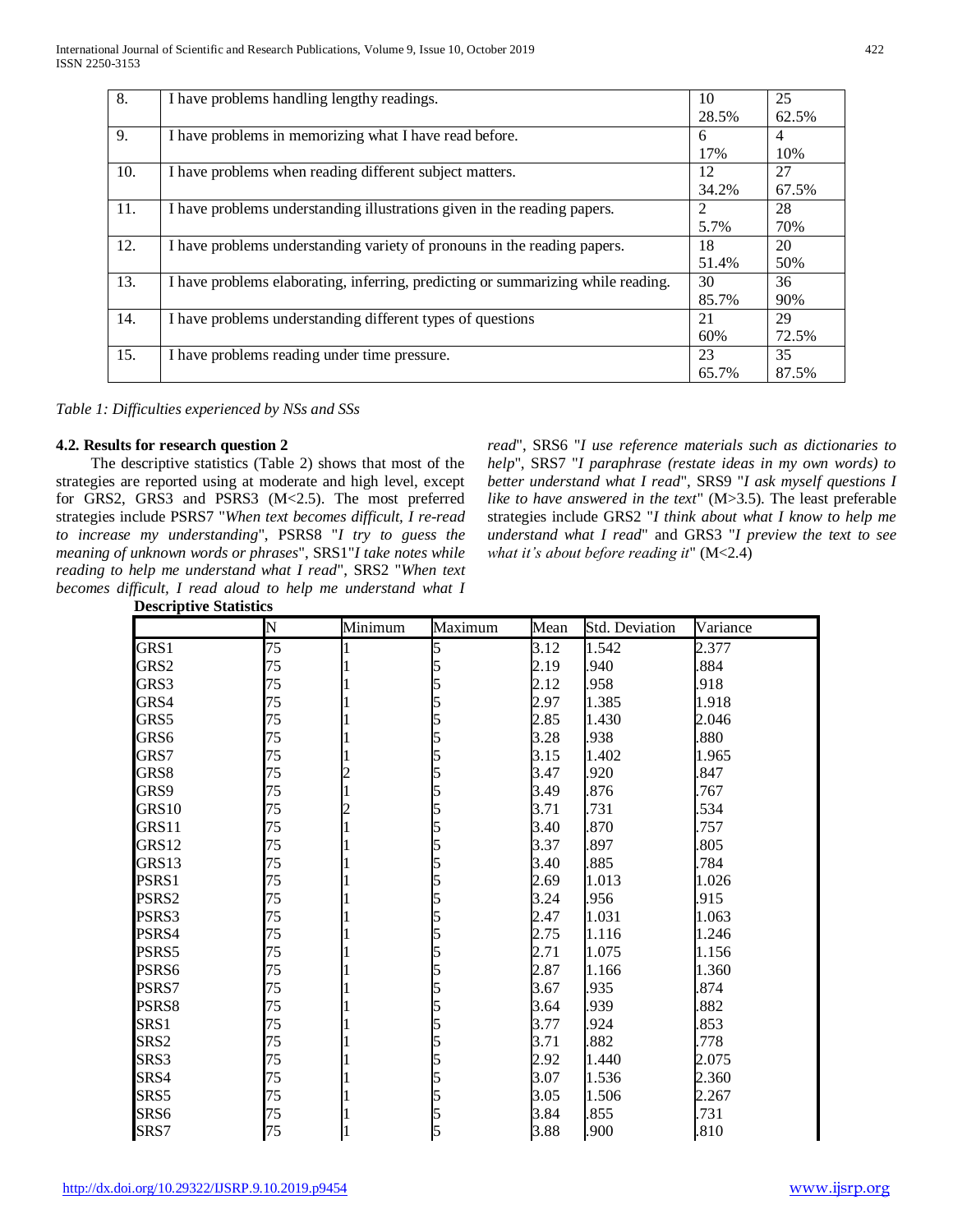| | | | |
|---|---|---|---|
| 8. | I have problems handling lengthy readings. | 10<br>28.5% | 25<br>62.5% |
| 9. | I have problems in memorizing what I have read before. | 6<br>17% | 4<br>10% |
| 10. | I have problems when reading different subject matters. | 12<br>34.2% | 27<br>67.5% |
| 11. | I have problems understanding illustrations given in the reading papers. | 2<br>5.7% | 28<br>70% |
| 12. | I have problems understanding variety of pronouns in the reading papers. | 18<br>51.4% | 20<br>50% |
| 13. | I have problems elaborating, inferring, predicting or summarizing while reading. | 30<br>85.7% | 36<br>90% |
| 14. | I have problems understanding different types of questions | 21<br>60% | 29<br>72.5% |
| 15. | I have problems reading under time pressure. | 23<br>65.7% | 35<br>87.5% |

*Table 1: Difficulties experienced by NSs and SSs*

### 4.2. Results for research question 2

The descriptive statistics (Table 2) shows that most of the strategies are reported using at moderate and high level, except for GRS2, GRS3 and PSRS3 (M<2.5). The most preferred strategies include PSRS7 "*When text becomes difficult, I re-read to increase my understanding*", PSRS8 "*I try to guess the meaning of unknown words or phrases*", SRS1"*I take notes while reading to help me understand what I read*", SRS2 "*When text becomes difficult, I read aloud to help me understand what I read*", SRS6 "*I use reference materials such as dictionaries to help*", SRS7 "*I paraphrase (restate ideas in my own words) to better understand what I read*", SRS9 "*I ask myself questions I like to have answered in the text*" (M>3.5). The least preferable strategies include GRS2 "*I think about what I know to help me understand what I read*" and GRS3 "*I preview the text to see what it's about before reading it*" (M<2.4)

**Descriptive Statistics**

| | N | Minimum | Maximum | Mean | Std. Deviation | Variance |
|---|---|---|---|---|---|---|
| GRS1 | 75 | 1 | 5 | 3.12 | 1.542 | 2.377 |
| GRS2 | 75 | 1 | 5 | 2.19 | .940 | .884 |
| GRS3 | 75 | 1 | 5 | 2.12 | .958 | .918 |
| GRS4 | 75 | 1 | 5 | 2.97 | 1.385 | 1.918 |
| GRS5 | 75 | 1 | 5 | 2.85 | 1.430 | 2.046 |
| GRS6 | 75 | 1 | 5 | 3.28 | .938 | .880 |
| GRS7 | 75 | 1 | 5 | 3.15 | 1.402 | 1.965 |
| GRS8 | 75 | 2 | 5 | 3.47 | .920 | .847 |
| GRS9 | 75 | 1 | 5 | 3.49 | .876 | .767 |
| GRS10 | 75 | 2 | 5 | 3.71 | .731 | .534 |
| GRS11 | 75 | 1 | 5 | 3.40 | .870 | .757 |
| GRS12 | 75 | 1 | 5 | 3.37 | .897 | .805 |
| GRS13 | 75 | 1 | 5 | 3.40 | .885 | .784 |
| PSRS1 | 75 | 1 | 5 | 2.69 | 1.013 | 1.026 |
| PSRS2 | 75 | 1 | 5 | 3.24 | .956 | .915 |
| PSRS3 | 75 | 1 | 5 | 2.47 | 1.031 | 1.063 |
| PSRS4 | 75 | 1 | 5 | 2.75 | 1.116 | 1.246 |
| PSRS5 | 75 | 1 | 5 | 2.71 | 1.075 | 1.156 |
| PSRS6 | 75 | 1 | 5 | 2.87 | 1.166 | 1.360 |
| PSRS7 | 75 | 1 | 5 | 3.67 | .935 | .874 |
| PSRS8 | 75 | 1 | 5 | 3.64 | .939 | .882 |
| SRS1 | 75 | 1 | 5 | 3.77 | .924 | .853 |
| SRS2 | 75 | 1 | 5 | 3.71 | .882 | .778 |
| SRS3 | 75 | 1 | 5 | 2.92 | 1.440 | 2.075 |
| SRS4 | 75 | 1 | 5 | 3.07 | 1.536 | 2.360 |
| SRS5 | 75 | 1 | 5 | 3.05 | 1.506 | 2.267 |
| SRS6 | 75 | 1 | 5 | 3.84 | .855 | .731 |
| SRS7 | 75 | 1 | 5 | 3.88 | .900 | .810 |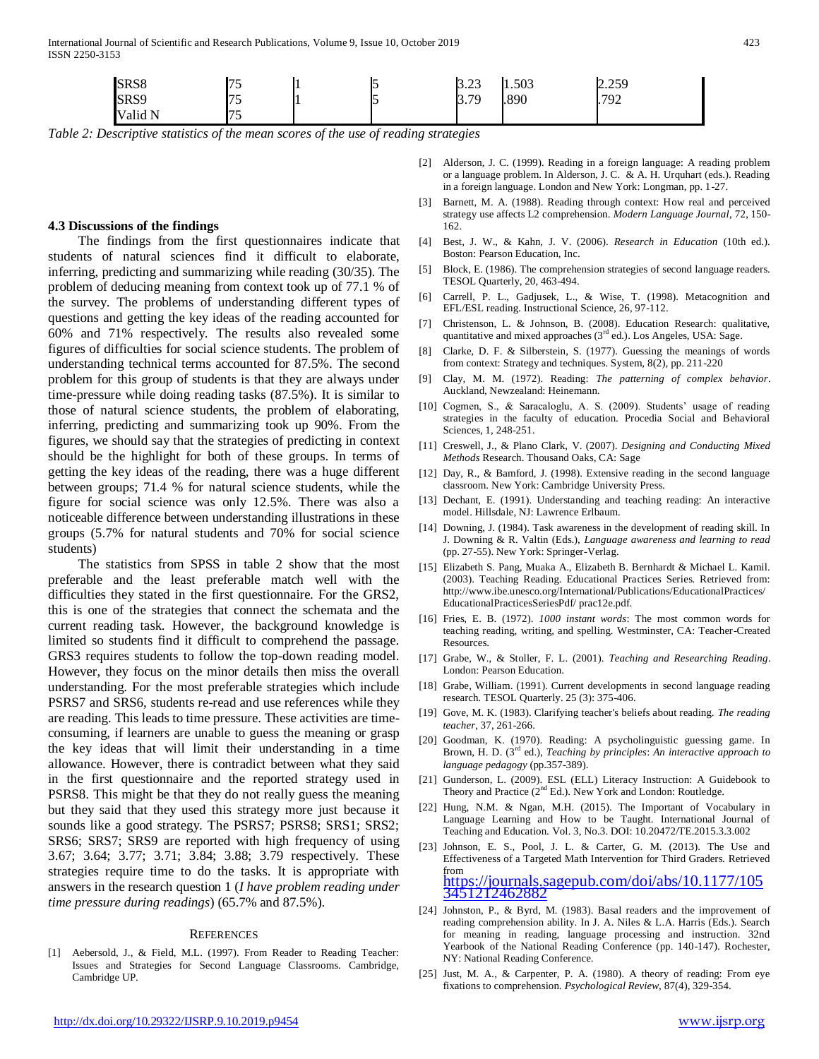| SRS8 | 75 | 1 | 5 | 3.23 | 1.503 | 2.259 |
|---|---|---|---|---|---|---|
| SRS9 | 75 | 1 | 5 | 3.79 | .890 | .792 |
| Valid N | 75 | | | | | |

*Table 2: Descriptive statistics of the mean scores of the use of reading strategies*

### 4.3 Discussions of the findings

The findings from the first questionnaires indicate that students of natural sciences find it difficult to elaborate, inferring, predicting and summarizing while reading (30/35). The problem of deducing meaning from context took up of 77.1 % of the survey. The problems of understanding different types of questions and getting the key ideas of the reading accounted for 60% and 71% respectively. The results also revealed some figures of difficulties for social science students. The problem of understanding technical terms accounted for 87.5%. The second problem for this group of students is that they are always under time-pressure while doing reading tasks (87.5%). It is similar to those of natural science students, the problem of elaborating, inferring, predicting and summarizing took up 90%. From the figures, we should say that the strategies of predicting in context should be the highlight for both of these groups. In terms of getting the key ideas of the reading, there was a huge different between groups; 71.4 % for natural science students, while the figure for social science was only 12.5%. There was also a noticeable difference between understanding illustrations in these groups (5.7% for natural students and 70% for social science students)

The statistics from SPSS in table 2 show that the most preferable and the least preferable match well with the difficulties they stated in the first questionnaire. For the GRS2, this is one of the strategies that connect the schemata and the current reading task. However, the background knowledge is limited so students find it difficult to comprehend the passage. GRS3 requires students to follow the top-down reading model. However, they focus on the minor details then miss the overall understanding. For the most preferable strategies which include PSRS7 and SRS6, students re-read and use references while they are reading. This leads to time pressure. These activities are time-consuming, if learners are unable to guess the meaning or grasp the key ideas that will limit their understanding in a time allowance. However, there is contradict between what they said in the first questionnaire and the reported strategy used in PSRS8. This might be that they do not really guess the meaning but they said that they used this strategy more just because it sounds like a good strategy. The PSRS7; PSRS8; SRS1; SRS2; SRS6; SRS7; SRS9 are reported with high frequency of using 3.67; 3.64; 3.77; 3.71; 3.84; 3.88; 3.79 respectively. These strategies require time to do the tasks. It is appropriate with answers in the research question 1 (*I have problem reading under time pressure during readings*) (65.7% and 87.5%).

## References

[1] Aebersold, J., & Field, M.L. (1997). From Reader to Reading Teacher: Issues and Strategies for Second Language Classrooms. Cambridge, Cambridge UP.

[2] Alderson, J. C. (1999). Reading in a foreign language: A reading problem or a language problem. In Alderson, J. C. & A. H. Urquhart (eds.). Reading in a foreign language. London and New York: Longman, pp. 1-27.

[3] Barnett, M. A. (1988). Reading through context: How real and perceived strategy use affects L2 comprehension. *Modern Language Journal*, 72, 150-162.

[4] Best, J. W., & Kahn, J. V. (2006). *Research in Education* (10th ed.). Boston: Pearson Education, Inc.

[5] Block, E. (1986). The comprehension strategies of second language readers. TESOL Quarterly, 20, 463-494.

[6] Carrell, P. L., Gadjusek, L., & Wise, T. (1998). Metacognition and EFL/ESL reading. Instructional Science, 26, 97-112.

[7] Christenson, L. & Johnson, B. (2008). Education Research: qualitative, quantitative and mixed approaches (3rd ed.). Los Angeles, USA: Sage.

[8] Clarke, D. F. & Silberstein, S. (1977). Guessing the meanings of words from context: Strategy and techniques. System, 8(2), pp. 211-220

[9] Clay, M. M. (1972). Reading: *The patterning of complex behavior*. Auckland, Newzealand: Heinemann.

[10] Cogmen, S., & Saracaloglu, A. S. (2009). Students' usage of reading strategies in the faculty of education. Procedia Social and Behavioral Sciences, 1, 248-251.

[11] Creswell, J., & Plano Clark, V. (2007). *Designing and Conducting Mixed Methods* Research. Thousand Oaks, CA: Sage

[12] Day, R., & Bamford, J. (1998). Extensive reading in the second language classroom. New York: Cambridge University Press.

[13] Dechant, E. (1991). Understanding and teaching reading: An interactive model. Hillsdale, NJ: Lawrence Erlbaum.

[14] Downing, J. (1984). Task awareness in the development of reading skill. In J. Downing & R. Valtin (Eds.), *Language awareness and learning to read* (pp. 27-55). New York: Springer-Verlag.

[15] Elizabeth S. Pang, Muaka A., Elizabeth B. Bernhardt & Michael L. Kamil. (2003). Teaching Reading. Educational Practices Series. Retrieved from: http://www.ibe.unesco.org/International/Publications/EducationalPractices/EducationalPracticesSeriesPdf/ prac12e.pdf.

[16] Fries, E. B. (1972). *1000 instant words*: The most common words for teaching reading, writing, and spelling. Westminster, CA: Teacher-Created Resources.

[17] Grabe, W., & Stoller, F. L. (2001). *Teaching and Researching Reading*. London: Pearson Education.

[18] Grabe, William. (1991). Current developments in second language reading research. TESOL Quarterly. 25 (3): 375-406.

[19] Gove, M. K. (1983). Clarifying teacher's beliefs about reading. *The reading teacher*, 37, 261-266.

[20] Goodman, K. (1970). Reading: A psycholinguistic guessing game. In Brown, H. D. (3rd ed.), *Teaching by principles*: *An interactive approach to language pedagogy* (pp.357-389).

[21] Gunderson, L. (2009). ESL (ELL) Literacy Instruction: A Guidebook to Theory and Practice (2nd Ed.). New York and London: Routledge.

[22] Hung, N.M. & Ngan, M.H. (2015). The Important of Vocabulary in Language Learning and How to be Taught. International Journal of Teaching and Education. Vol. 3, No.3. DOI: 10.20472/TE.2015.3.3.002

[23] Johnson, E. S., Pool, J. L. & Carter, G. M. (2013). The Use and Effectiveness of a Targeted Math Intervention for Third Graders. Retrieved from https://journals.sagepub.com/doi/abs/10.1177/1053451212462882

[24] Johnston, P., & Byrd, M. (1983). Basal readers and the improvement of reading comprehension ability. In J. A. Niles & L.A. Harris (Eds.). Search for meaning in reading, language processing and instruction. 32nd Yearbook of the National Reading Conference (pp. 140-147). Rochester, NY: National Reading Conference.

[25] Just, M. A., & Carpenter, P. A. (1980). A theory of reading: From eye fixations to comprehension. *Psychological Review*, 87(4), 329-354.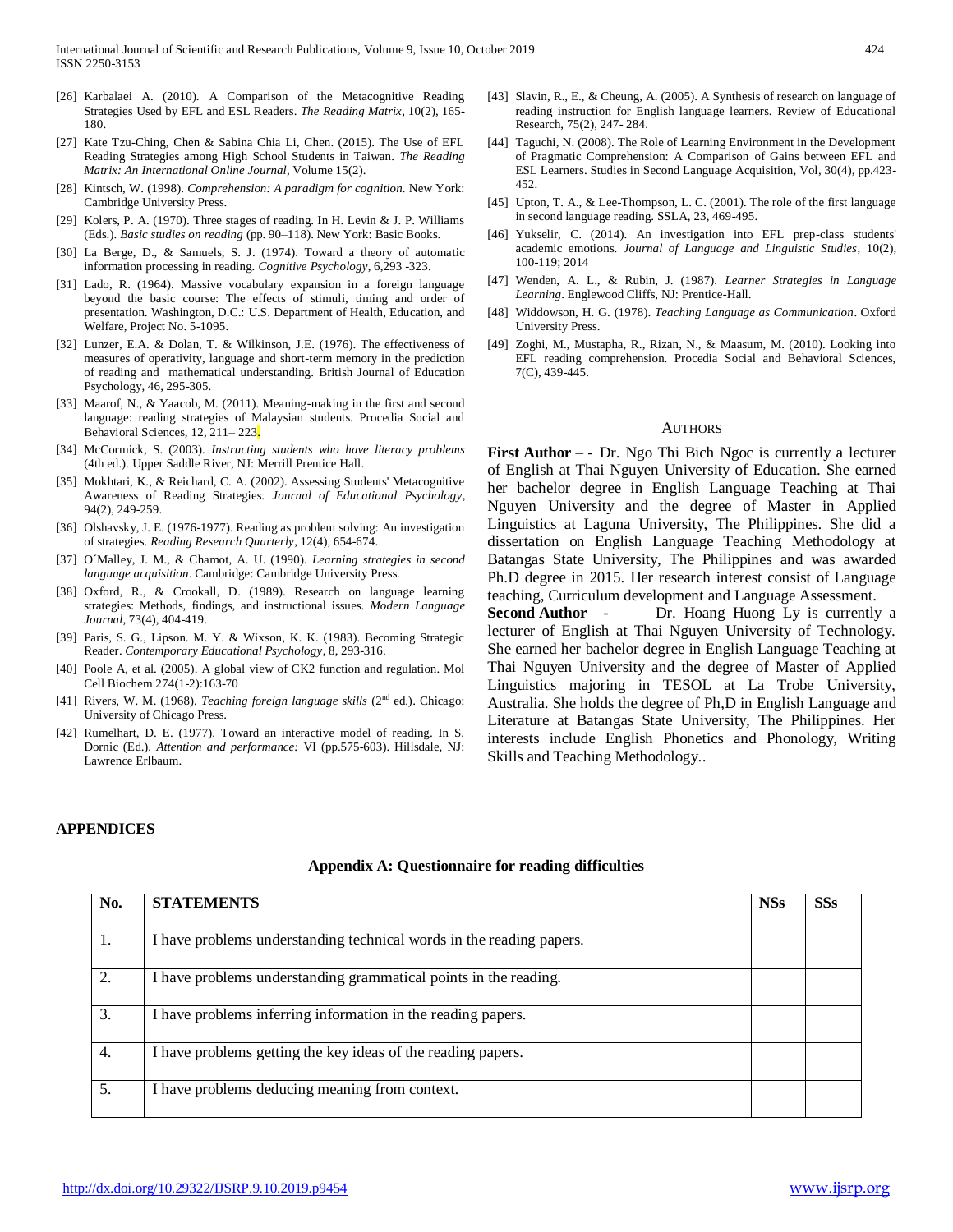[26] Karbalaei A. (2010). A Comparison of the Metacognitive Reading Strategies Used by EFL and ESL Readers. *The Reading Matrix*, 10(2), 165-180.

[27] Kate Tzu-Ching, Chen & Sabina Chia Li, Chen. (2015). The Use of EFL Reading Strategies among High School Students in Taiwan. *The Reading Matrix: An International Online Journal*, Volume 15(2).

[28] Kintsch, W. (1998). *Comprehension: A paradigm for cognition.* New York: Cambridge University Press.

[29] Kolers, P. A. (1970). Three stages of reading. In H. Levin & J. P. Williams (Eds.). *Basic studies on reading* (pp. 90–118). New York: Basic Books.

[30] La Berge, D., & Samuels, S. J. (1974). Toward a theory of automatic information processing in reading. *Cognitive Psychology*, 6,293 -323.

[31] Lado, R. (1964). Massive vocabulary expansion in a foreign language beyond the basic course: The effects of stimuli, timing and order of presentation. Washington, D.C.: U.S. Department of Health, Education, and Welfare, Project No. 5-1095.

[32] Lunzer, E.A. & Dolan, T. & Wilkinson, J.E. (1976). The effectiveness of measures of operativity, language and short-term memory in the prediction of reading and mathematical understanding. British Journal of Education Psychology, 46, 295-305.

[33] Maarof, N., & Yaacob, M. (2011). Meaning-making in the first and second language: reading strategies of Malaysian students. Procedia Social and Behavioral Sciences, 12, 211– 223.

[34] McCormick, S. (2003). *Instructing students who have literacy problems* (4th ed.). Upper Saddle River, NJ: Merrill Prentice Hall.

[35] Mokhtari, K., & Reichard, C. A. (2002). Assessing Students' Metacognitive Awareness of Reading Strategies. *Journal of Educational Psychology*, 94(2), 249-259.

[36] Olshavsky, J. E. (1976-1977). Reading as problem solving: An investigation of strategies. *Reading Research Quarterly*, 12(4), 654-674.

[37] O´Malley, J. M., & Chamot, A. U. (1990). *Learning strategies in second language acquisition*. Cambridge: Cambridge University Press.

[38] Oxford, R., & Crookall, D. (1989). Research on language learning strategies: Methods, findings, and instructional issues. *Modern Language Journal*, 73(4), 404-419.

[39] Paris, S. G., Lipson. M. Y. & Wixson, K. K. (1983). Becoming Strategic Reader. *Contemporary Educational Psychology*, 8, 293-316.

[40] Poole A, et al. (2005). A global view of CK2 function and regulation. Mol Cell Biochem 274(1-2):163-70

[41] Rivers, W. M. (1968). *Teaching foreign language skills* (2nd ed.). Chicago: University of Chicago Press.

[42] Rumelhart, D. E. (1977). Toward an interactive model of reading. In S. Dornic (Ed.). *Attention and performance:* VI (pp.575-603). Hillsdale, NJ: Lawrence Erlbaum.

[43] Slavin, R., E., & Cheung, A. (2005). A Synthesis of research on language of reading instruction for English language learners. Review of Educational Research, 75(2), 247- 284.

[44] Taguchi, N. (2008). The Role of Learning Environment in the Development of Pragmatic Comprehension: A Comparison of Gains between EFL and ESL Learners. Studies in Second Language Acquisition, Vol, 30(4), pp.423-452.

[45] Upton, T. A., & Lee-Thompson, L. C. (2001). The role of the first language in second language reading. SSLA, 23, 469-495.

[46] Yukselir, C. (2014). An investigation into EFL prep-class students' academic emotions. *Journal of Language and Linguistic Studies*, 10(2), 100-119; 2014

[47] Wenden, A. L., & Rubin, J. (1987). *Learner Strategies in Language Learning*. Englewood Cliffs, NJ: Prentice-Hall.

[48] Widdowson, H. G. (1978). *Teaching Language as Communication*. Oxford University Press.

[49] Zoghi, M., Mustapha, R., Rizan, N., & Maasum, M. (2010). Looking into EFL reading comprehension. Procedia Social and Behavioral Sciences, 7(C), 439-445.

## AUTHORS

**First Author** – - Dr. Ngo Thi Bich Ngoc is currently a lecturer of English at Thai Nguyen University of Education. She earned her bachelor degree in English Language Teaching at Thai Nguyen University and the degree of Master in Applied Linguistics at Laguna University, The Philippines. She did a dissertation on English Language Teaching Methodology at Batangas State University, The Philippines and was awarded Ph.D degree in 2015. Her research interest consist of Language teaching, Curriculum development and Language Assessment.

**Second Author** – - Dr. Hoang Huong Ly is currently a lecturer of English at Thai Nguyen University of Technology. She earned her bachelor degree in English Language Teaching at Thai Nguyen University and the degree of Master of Applied Linguistics majoring in TESOL at La Trobe University, Australia. She holds the degree of Ph,D in English Language and Literature at Batangas State University, The Philippines. Her interests include English Phonetics and Phonology, Writing Skills and Teaching Methodology..

## APPENDICES

### Appendix A: Questionnaire for reading difficulties

| No. | STATEMENTS | NSs | SSs |
|---|---|---|---|
| 1. | I have problems understanding technical words in the reading papers. | | |
| 2. | I have problems understanding grammatical points in the reading. | | |
| 3. | I have problems inferring information in the reading papers. | | |
| 4. | I have problems getting the key ideas of the reading papers. | | |
| 5. | I have problems deducing meaning from context. | | |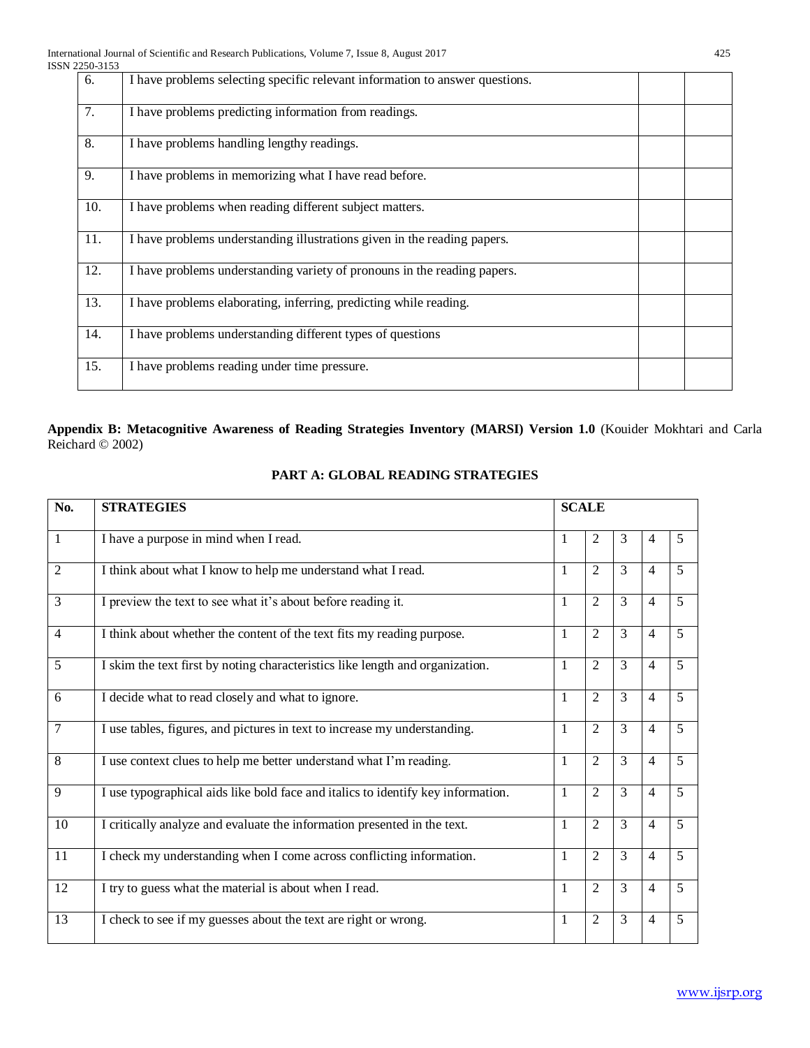| | | | |
|---|---|---|---|
| 6. | I have problems selecting specific relevant information to answer questions. | | |
| 7. | I have problems predicting information from readings. | | |
| 8. | I have problems handling lengthy readings. | | |
| 9. | I have problems in memorizing what I have read before. | | |
| 10. | I have problems when reading different subject matters. | | |
| 11. | I have problems understanding illustrations given in the reading papers. | | |
| 12. | I have problems understanding variety of pronouns in the reading papers. | | |
| 13. | I have problems elaborating, inferring, predicting while reading. | | |
| 14. | I have problems understanding different types of questions | | |
| 15. | I have problems reading under time pressure. | | |

**Appendix B: Metacognitive Awareness of Reading Strategies Inventory (MARSI) Version 1.0** (Kouider Mokhtari and Carla Reichard © 2002)

### PART A: GLOBAL READING STRATEGIES

| No. | STRATEGIES | SCALE | | | | |
|---|---|---|---|---|---|---|
| 1 | I have a purpose in mind when I read. | 1 | 2 | 3 | 4 | 5 |
| 2 | I think about what I know to help me understand what I read. | 1 | 2 | 3 | 4 | 5 |
| 3 | I preview the text to see what it's about before reading it. | 1 | 2 | 3 | 4 | 5 |
| 4 | I think about whether the content of the text fits my reading purpose. | 1 | 2 | 3 | 4 | 5 |
| 5 | I skim the text first by noting characteristics like length and organization. | 1 | 2 | 3 | 4 | 5 |
| 6 | I decide what to read closely and what to ignore. | 1 | 2 | 3 | 4 | 5 |
| 7 | I use tables, figures, and pictures in text to increase my understanding. | 1 | 2 | 3 | 4 | 5 |
| 8 | I use context clues to help me better understand what I'm reading. | 1 | 2 | 3 | 4 | 5 |
| 9 | I use typographical aids like bold face and italics to identify key information. | 1 | 2 | 3 | 4 | 5 |
| 10 | I critically analyze and evaluate the information presented in the text. | 1 | 2 | 3 | 4 | 5 |
| 11 | I check my understanding when I come across conflicting information. | 1 | 2 | 3 | 4 | 5 |
| 12 | I try to guess what the material is about when I read. | 1 | 2 | 3 | 4 | 5 |
| 13 | I check to see if my guesses about the text are right or wrong. | 1 | 2 | 3 | 4 | 5 |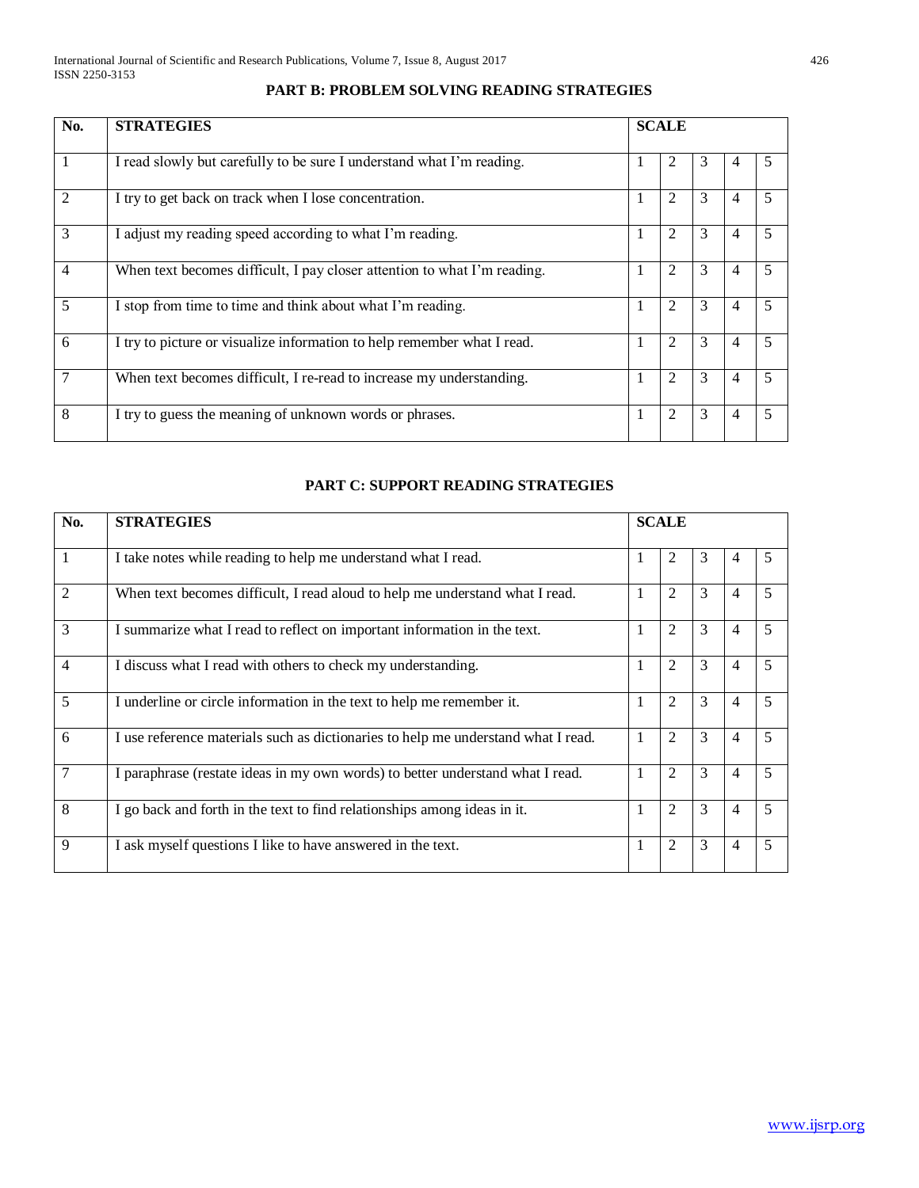### PART B: PROBLEM SOLVING READING STRATEGIES

| No. | STRATEGIES | SCALE | | | | |
|---|---|---|---|---|---|---|
| 1 | I read slowly but carefully to be sure I understand what I'm reading. | 1 | 2 | 3 | 4 | 5 |
| 2 | I try to get back on track when I lose concentration. | 1 | 2 | 3 | 4 | 5 |
| 3 | I adjust my reading speed according to what I'm reading. | 1 | 2 | 3 | 4 | 5 |
| 4 | When text becomes difficult, I pay closer attention to what I'm reading. | 1 | 2 | 3 | 4 | 5 |
| 5 | I stop from time to time and think about what I'm reading. | 1 | 2 | 3 | 4 | 5 |
| 6 | I try to picture or visualize information to help remember what I read. | 1 | 2 | 3 | 4 | 5 |
| 7 | When text becomes difficult, I re-read to increase my understanding. | 1 | 2 | 3 | 4 | 5 |
| 8 | I try to guess the meaning of unknown words or phrases. | 1 | 2 | 3 | 4 | 5 |

### PART C: SUPPORT READING STRATEGIES

| No. | STRATEGIES | SCALE | | | | |
|---|---|---|---|---|---|---|
| 1 | I take notes while reading to help me understand what I read. | 1 | 2 | 3 | 4 | 5 |
| 2 | When text becomes difficult, I read aloud to help me understand what I read. | 1 | 2 | 3 | 4 | 5 |
| 3 | I summarize what I read to reflect on important information in the text. | 1 | 2 | 3 | 4 | 5 |
| 4 | I discuss what I read with others to check my understanding. | 1 | 2 | 3 | 4 | 5 |
| 5 | I underline or circle information in the text to help me remember it. | 1 | 2 | 3 | 4 | 5 |
| 6 | I use reference materials such as dictionaries to help me understand what I read. | 1 | 2 | 3 | 4 | 5 |
| 7 | I paraphrase (restate ideas in my own words) to better understand what I read. | 1 | 2 | 3 | 4 | 5 |
| 8 | I go back and forth in the text to find relationships among ideas in it. | 1 | 2 | 3 | 4 | 5 |
| 9 | I ask myself questions I like to have answered in the text. | 1 | 2 | 3 | 4 | 5 |